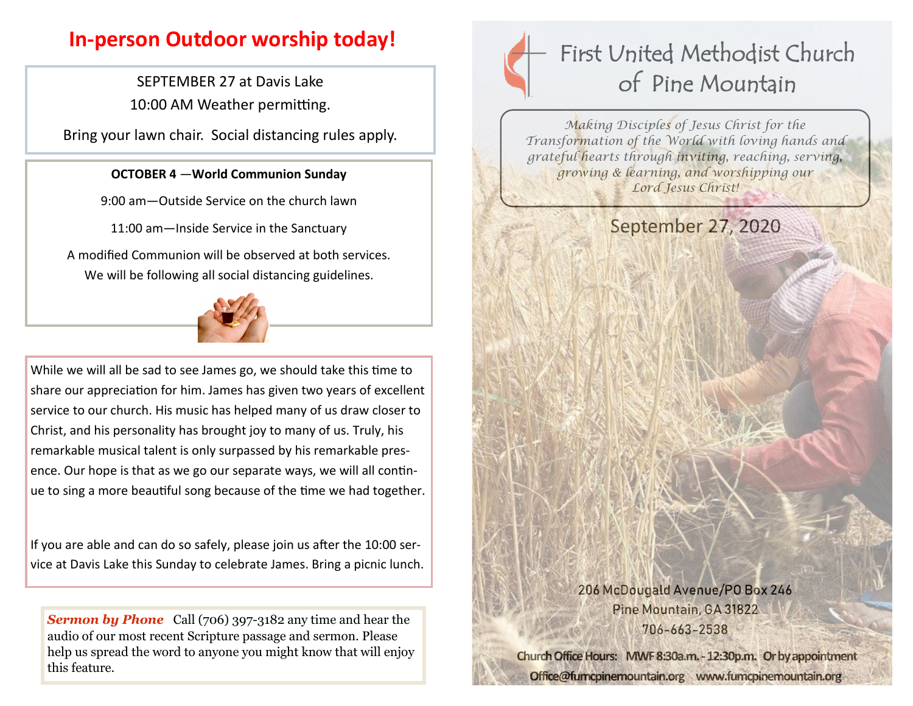# In-person Outdoor worship today!

SEPTEMBER 27 at Davis Lake

10:00 AM Weather permitting.

Bring your lawn chair. Social distancing rules apply.

**OCTOBER 4 —World Communion Sunday**

9:00 am—Outside Service on the church lawn

11:00 am—Inside Service in the Sanctuary

A modified Communion will be observed at both services.
We will be following all social distancing guidelines.

While we will all be sad to see James go, we should take this time to share our appreciation for him. James has given two years of excellent service to our church. His music has helped many of us draw closer to Christ, and his personality has brought joy to many of us. Truly, his remarkable musical talent is only surpassed by his remarkable presence. Our hope is that as we go our separate ways, we will all continue to sing a more beautiful song because of the time we had together.

If you are able and can do so safely, please join us after the 10:00 service at Davis Lake this Sunday to celebrate James. Bring a picnic lunch.

***Sermon by Phone*** Call (706) 397-3182 any time and hear the audio of our most recent Scripture passage and sermon. Please help us spread the word to anyone you might know that will enjoy this feature.

# First United Methodist Church of Pine Mountain

*Making Disciples of Jesus Christ for the Transformation of the World with loving hands and grateful hearts through inviting, reaching, serving, growing & learning, and worshipping our Lord Jesus Christ!*

September 27, 2020

206 McDougald Avenue/PO Box 246
Pine Mountain, GA 31822
706-663-2538

Church Office Hours: MWF 8:30a.m. - 12:30p.m. Or by appointment
Office@fumcpinemountain.org www.fumcpinemountain.org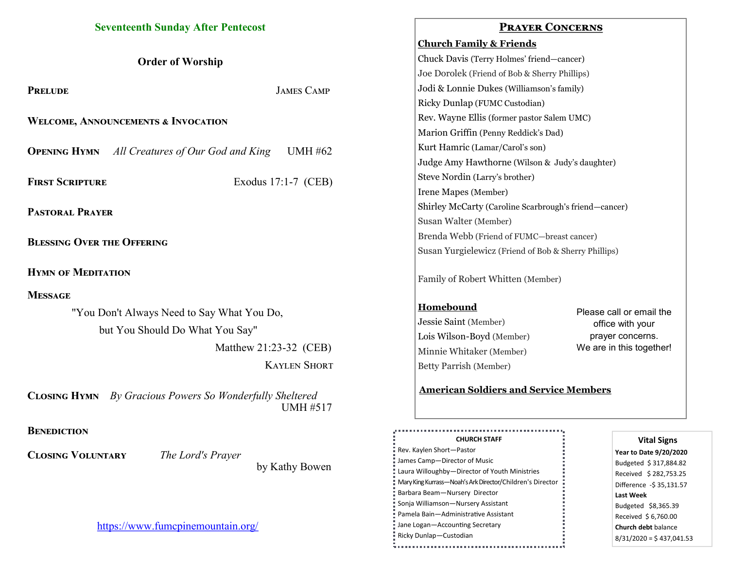## Seventeenth Sunday After Pentecost

### Order of Worship

**Prelude** — James Camp

**Welcome, Announcements & Invocation**

**Opening Hymn** *All Creatures of Our God and King* UMH #62

**First Scripture** Exodus 17:1-7 (CEB)

**Pastoral Prayer**

**Blessing Over the Offering**

**Hymn of Meditation**

**Message**

"You Don't Always Need to Say What You Do,
but You Should Do What You Say"

Matthew 21:23-32 (CEB)

Kaylen Short

**Closing Hymn** *By Gracious Powers So Wonderfully Sheltered* UMH #517

**Benediction**

**Closing Voluntary** *The Lord's Prayer* by Kathy Bowen

https://www.fumcpinemountain.org/

## Prayer Concerns

**Church Family & Friends**

Chuck Davis (Terry Holmes' friend—cancer)
Joe Dorolek (Friend of Bob & Sherry Phillips)
Jodi & Lonnie Dukes (Williamson's family)
Ricky Dunlap (FUMC Custodian)
Rev. Wayne Ellis (former pastor Salem UMC)
Marion Griffin (Penny Reddick's Dad)
Kurt Hamric (Lamar/Carol's son)
Judge Amy Hawthorne (Wilson & Judy's daughter)
Steve Nordin (Larry's brother)
Irene Mapes (Member)
Shirley McCarty (Caroline Scarbrough's friend—cancer)
Susan Walter (Member)
Brenda Webb (Friend of FUMC—breast cancer)
Susan Yurgielewicz (Friend of Bob & Sherry Phillips)

Family of Robert Whitten (Member)

**Homebound**

Jessie Saint (Member)
Lois Wilson-Boyd (Member)
Minnie Whitaker (Member)
Betty Parrish (Member)

Please call or email the office with your prayer concerns. We are in this together!

**American Soldiers and Service Members**

**CHURCH STAFF**

Rev. Kaylen Short—Pastor
James Camp—Director of Music
Laura Willoughby—Director of Youth Ministries
Mary King Kurrass—Noah's Ark Director/Children's Director
Barbara Beam—Nursery Director
Sonja Williamson—Nursery Assistant
Pamela Bain—Administrative Assistant
Jane Logan—Accounting Secretary
Ricky Dunlap—Custodian

**Vital Signs**

**Year to Date 9/20/2020**
Budgeted $ 317,884.82
Received $ 282,753.25
Difference -$ 35,131.57
**Last Week**
Budgeted $8,365.39
Received $ 6,760.00
**Church debt** balance
8/31/2020 = $ 437,041.53